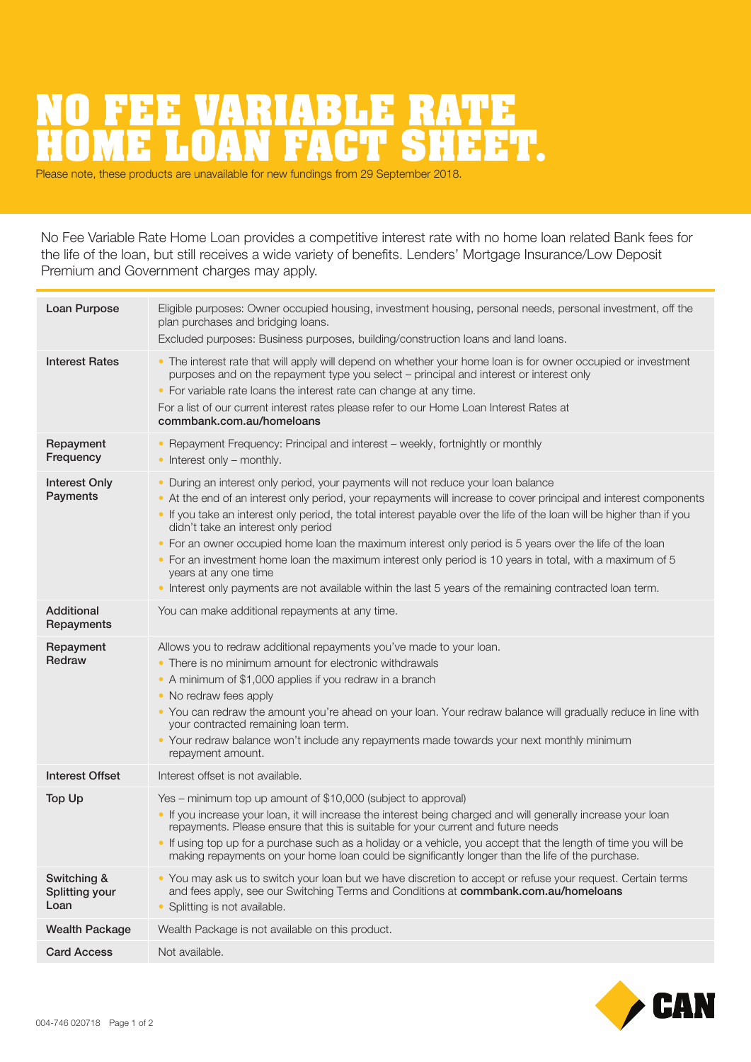# NO FEE VARIABLE RATE HOME LOAN FACT SHEET.

Please note, these products are unavailable for new fundings from 29 September 2018.

No Fee Variable Rate Home Loan provides a competitive interest rate with no home loan related Bank fees for the life of the loan, but still receives a wide variety of benefits. Lenders' Mortgage Insurance/Low Deposit Premium and Government charges may apply.

| | |
|---|---|
| **Loan Purpose** | Eligible purposes: Owner occupied housing, investment housing, personal needs, personal investment, off the plan purchases and bridging loans.<br>Excluded purposes: Business purposes, building/construction loans and land loans. |
| **Interest Rates** | • The interest rate that will apply will depend on whether your home loan is for owner occupied or investment purposes and on the repayment type you select – principal and interest or interest only<br>• For variable rate loans the interest rate can change at any time.<br>For a list of our current interest rates please refer to our Home Loan Interest Rates at **commbank.com.au/homeloans** |
| **Repayment Frequency** | • Repayment Frequency: Principal and interest – weekly, fortnightly or monthly<br>• Interest only – monthly. |
| **Interest Only Payments** | • During an interest only period, your payments will not reduce your loan balance<br>• At the end of an interest only period, your repayments will increase to cover principal and interest components<br>• If you take an interest only period, the total interest payable over the life of the loan will be higher than if you didn't take an interest only period<br>• For an owner occupied home loan the maximum interest only period is 5 years over the life of the loan<br>• For an investment home loan the maximum interest only period is 10 years in total, with a maximum of 5 years at any one time<br>• Interest only payments are not available within the last 5 years of the remaining contracted loan term. |
| **Additional Repayments** | You can make additional repayments at any time. |
| **Repayment Redraw** | Allows you to redraw additional repayments you've made to your loan.<br>• There is no minimum amount for electronic withdrawals<br>• A minimum of $1,000 applies if you redraw in a branch<br>• No redraw fees apply<br>• You can redraw the amount you're ahead on your loan. Your redraw balance will gradually reduce in line with your contracted remaining loan term.<br>• Your redraw balance won't include any repayments made towards your next monthly minimum repayment amount. |
| **Interest Offset** | Interest offset is not available. |
| **Top Up** | Yes – minimum top up amount of $10,000 (subject to approval)<br>• If you increase your loan, it will increase the interest being charged and will generally increase your loan repayments. Please ensure that this is suitable for your current and future needs<br>• If using top up for a purchase such as a holiday or a vehicle, you accept that the length of time you will be making repayments on your home loan could be significantly longer than the life of the purchase. |
| **Switching & Splitting your Loan** | • You may ask us to switch your loan but we have discretion to accept or refuse your request. Certain terms and fees apply, see our Switching Terms and Conditions at **commbank.com.au/homeloans**<br>• Splitting is not available. |
| **Wealth Package** | Wealth Package is not available on this product. |
| **Card Access** | Not available. |

004-746 020718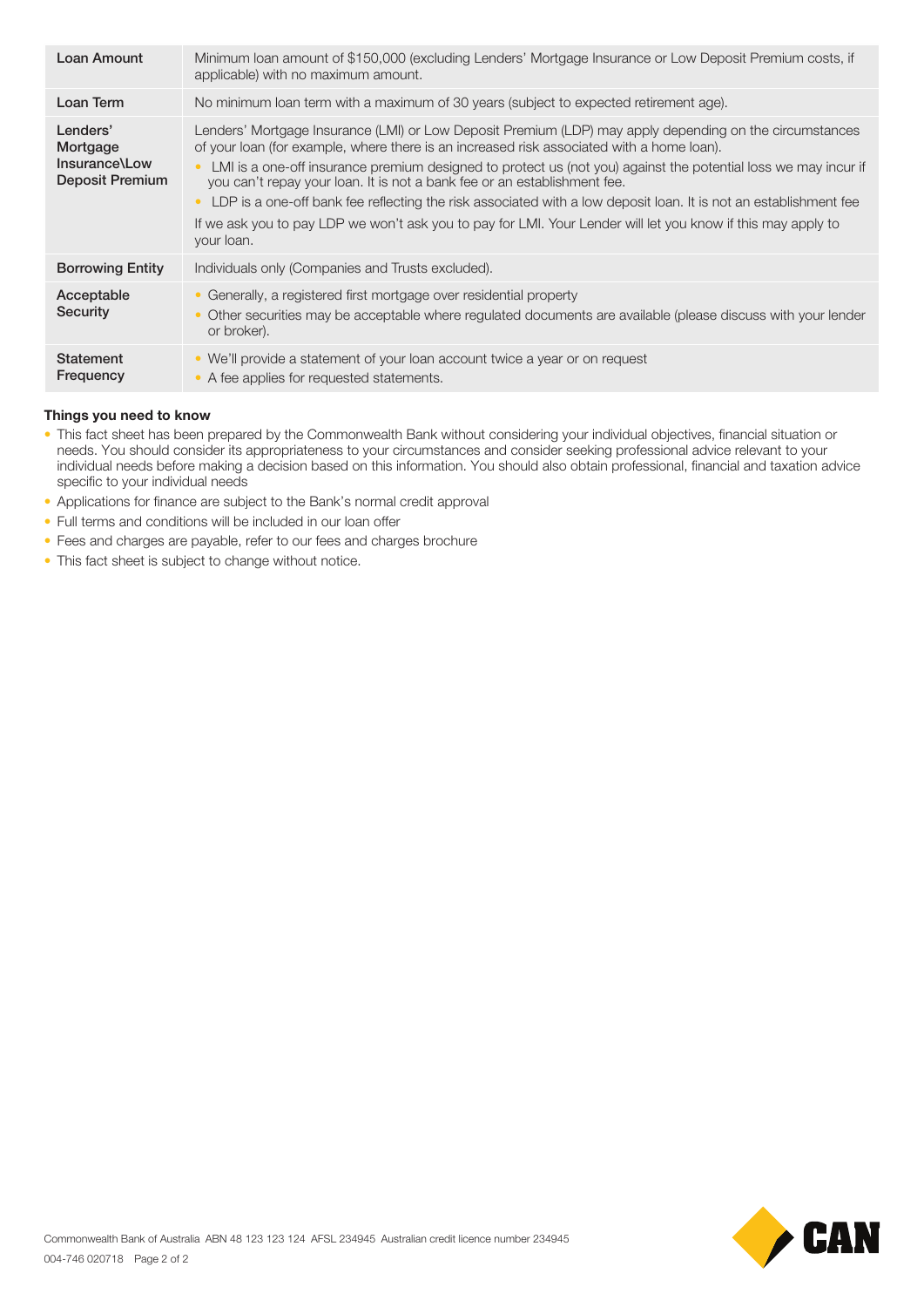| | |
|---|---|
| **Loan Amount** | Minimum loan amount of $150,000 (excluding Lenders' Mortgage Insurance or Low Deposit Premium costs, if applicable) with no maximum amount. |
| **Loan Term** | No minimum loan term with a maximum of 30 years (subject to expected retirement age). |
| **Lenders' Mortgage Insurance\Low Deposit Premium** | Lenders' Mortgage Insurance (LMI) or Low Deposit Premium (LDP) may apply depending on the circumstances of your loan (for example, where there is an increased risk associated with a home loan).<br>• LMI is a one-off insurance premium designed to protect us (not you) against the potential loss we may incur if you can't repay your loan. It is not a bank fee or an establishment fee.<br>• LDP is a one-off bank fee reflecting the risk associated with a low deposit loan. It is not an establishment fee<br>If we ask you to pay LDP we won't ask you to pay for LMI. Your Lender will let you know if this may apply to your loan. |
| **Borrowing Entity** | Individuals only (Companies and Trusts excluded). |
| **Acceptable Security** | • Generally, a registered first mortgage over residential property<br>• Other securities may be acceptable where regulated documents are available (please discuss with your lender or broker). |
| **Statement Frequency** | • We'll provide a statement of your loan account twice a year or on request<br>• A fee applies for requested statements. |

**Things you need to know**

- This fact sheet has been prepared by the Commonwealth Bank without considering your individual objectives, financial situation or needs. You should consider its appropriateness to your circumstances and consider seeking professional advice relevant to your individual needs before making a decision based on this information. You should also obtain professional, financial and taxation advice specific to your individual needs
- Applications for finance are subject to the Bank's normal credit approval
- Full terms and conditions will be included in our loan offer
- Fees and charges are payable, refer to our fees and charges brochure
- This fact sheet is subject to change without notice.

Commonwealth Bank of Australia ABN 48 123 123 124 AFSL 234945 Australian credit licence number 234945

004-746 020718